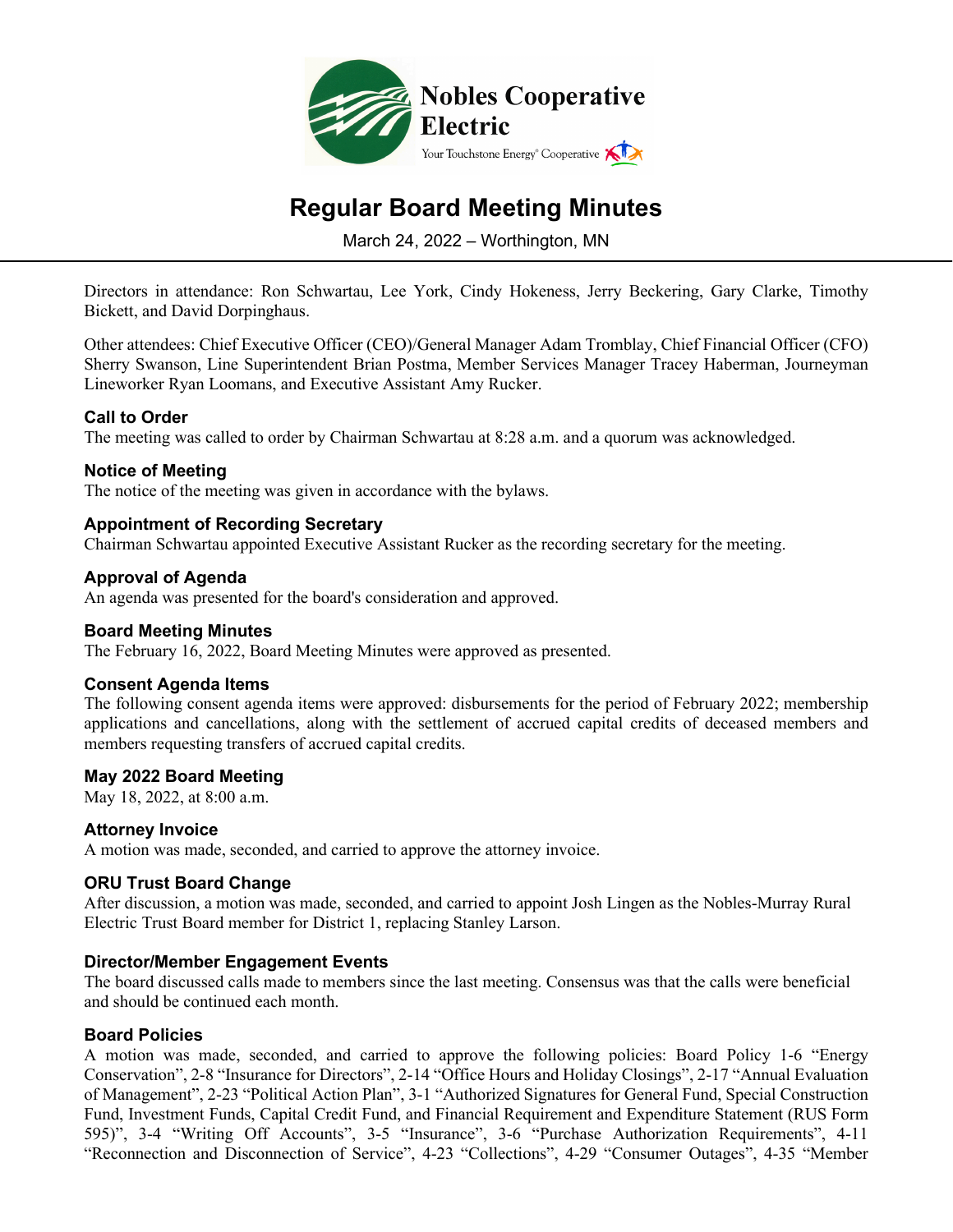Nobles Cooperative Electric

Your Touchstone Energy® Cooperative

# Regular Board Meeting Minutes

March 24, 2022 – Worthington, MN

Directors in attendance: Ron Schwartau, Lee York, Cindy Hokeness, Jerry Beckering, Gary Clarke, Timothy Bickett, and David Dorpinghaus.

Other attendees: Chief Executive Officer (CEO)/General Manager Adam Tromblay, Chief Financial Officer (CFO) Sherry Swanson, Line Superintendent Brian Postma, Member Services Manager Tracey Haberman, Journeyman Lineworker Ryan Loomans, and Executive Assistant Amy Rucker.

### Call to Order

The meeting was called to order by Chairman Schwartau at 8:28 a.m. and a quorum was acknowledged.

### Notice of Meeting

The notice of the meeting was given in accordance with the bylaws.

### Appointment of Recording Secretary

Chairman Schwartau appointed Executive Assistant Rucker as the recording secretary for the meeting.

### Approval of Agenda

An agenda was presented for the board's consideration and approved.

### Board Meeting Minutes

The February 16, 2022, Board Meeting Minutes were approved as presented.

### Consent Agenda Items

The following consent agenda items were approved: disbursements for the period of February 2022; membership applications and cancellations, along with the settlement of accrued capital credits of deceased members and members requesting transfers of accrued capital credits.

### May 2022 Board Meeting

May 18, 2022, at 8:00 a.m.

### Attorney Invoice

A motion was made, seconded, and carried to approve the attorney invoice.

### ORU Trust Board Change

After discussion, a motion was made, seconded, and carried to appoint Josh Lingen as the Nobles-Murray Rural Electric Trust Board member for District 1, replacing Stanley Larson.

### Director/Member Engagement Events

The board discussed calls made to members since the last meeting. Consensus was that the calls were beneficial and should be continued each month.

### Board Policies

A motion was made, seconded, and carried to approve the following policies: Board Policy 1-6 "Energy Conservation", 2-8 "Insurance for Directors", 2-14 "Office Hours and Holiday Closings", 2-17 "Annual Evaluation of Management", 2-23 "Political Action Plan", 3-1 "Authorized Signatures for General Fund, Special Construction Fund, Investment Funds, Capital Credit Fund, and Financial Requirement and Expenditure Statement (RUS Form 595)", 3-4 "Writing Off Accounts", 3-5 "Insurance", 3-6 "Purchase Authorization Requirements", 4-11 "Reconnection and Disconnection of Service", 4-23 "Collections", 4-29 "Consumer Outages", 4-35 "Member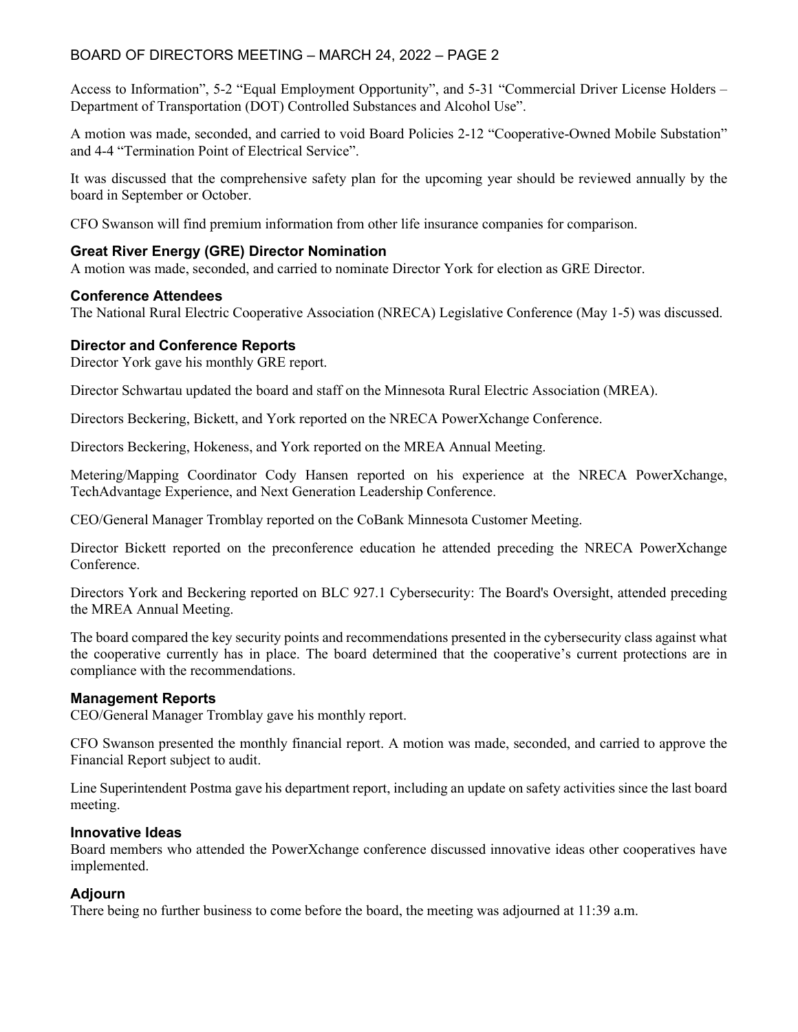Access to Information", 5-2 "Equal Employment Opportunity", and 5-31 "Commercial Driver License Holders – Department of Transportation (DOT) Controlled Substances and Alcohol Use".

A motion was made, seconded, and carried to void Board Policies 2-12 "Cooperative-Owned Mobile Substation" and 4-4 "Termination Point of Electrical Service".

It was discussed that the comprehensive safety plan for the upcoming year should be reviewed annually by the board in September or October.

CFO Swanson will find premium information from other life insurance companies for comparison.

### Great River Energy (GRE) Director Nomination

A motion was made, seconded, and carried to nominate Director York for election as GRE Director.

### Conference Attendees

The National Rural Electric Cooperative Association (NRECA) Legislative Conference (May 1-5) was discussed.

### Director and Conference Reports

Director York gave his monthly GRE report.

Director Schwartau updated the board and staff on the Minnesota Rural Electric Association (MREA).

Directors Beckering, Bickett, and York reported on the NRECA PowerXchange Conference.

Directors Beckering, Hokeness, and York reported on the MREA Annual Meeting.

Metering/Mapping Coordinator Cody Hansen reported on his experience at the NRECA PowerXchange, TechAdvantage Experience, and Next Generation Leadership Conference.

CEO/General Manager Tromblay reported on the CoBank Minnesota Customer Meeting.

Director Bickett reported on the preconference education he attended preceding the NRECA PowerXchange Conference.

Directors York and Beckering reported on BLC 927.1 Cybersecurity: The Board's Oversight, attended preceding the MREA Annual Meeting.

The board compared the key security points and recommendations presented in the cybersecurity class against what the cooperative currently has in place. The board determined that the cooperative's current protections are in compliance with the recommendations.

### Management Reports

CEO/General Manager Tromblay gave his monthly report.

CFO Swanson presented the monthly financial report. A motion was made, seconded, and carried to approve the Financial Report subject to audit.

Line Superintendent Postma gave his department report, including an update on safety activities since the last board meeting.

### Innovative Ideas

Board members who attended the PowerXchange conference discussed innovative ideas other cooperatives have implemented.

### Adjourn

There being no further business to come before the board, the meeting was adjourned at 11:39 a.m.